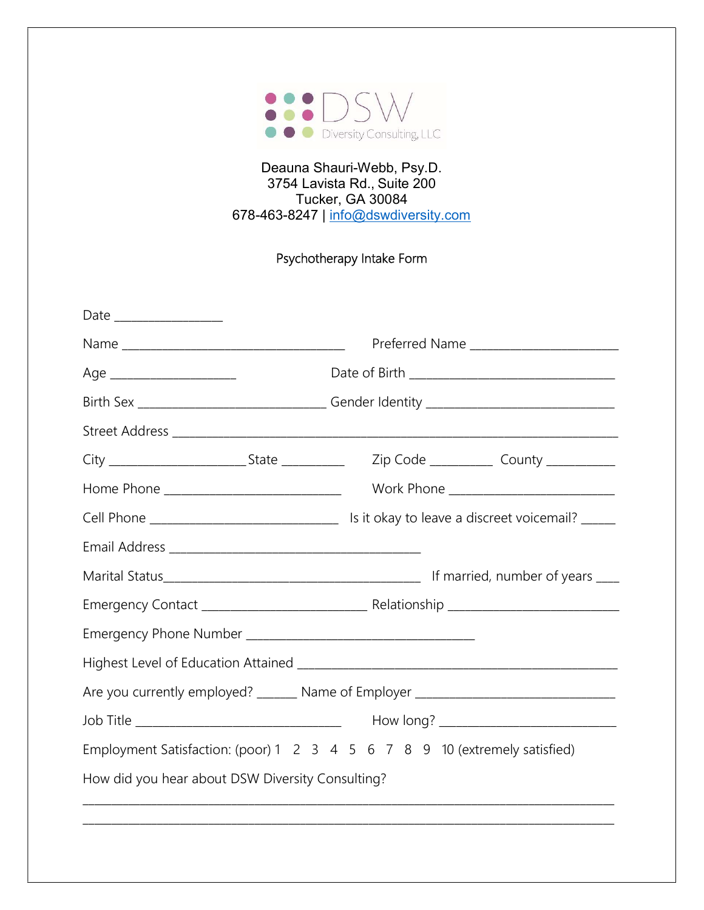DSW Diversity Consulting, LLC

Deauna Shauri-Webb, Psy.D.
3754 Lavista Rd., Suite 200
Tucker, GA 30084
678-463-8247 | info@dswdiversity.com

Psychotherapy Intake Form

Date ________________

Name _________________________________ Preferred Name ______________________

Age ___________________ Date of Birth _______________________________

Birth Sex ____________________________ Gender Identity ____________________________

Street Address ____________________________________________________________________

City ____________________ State _________ Zip Code _________ County __________

Home Phone __________________________ Work Phone _________________________

Cell Phone _____________________________ Is it okay to leave a discreet voicemail? _____

Email Address ______________________________________

Marital Status_______________________________________ If married, number of years ____

Emergency Contact _________________________ Relationship __________________________

Emergency Phone Number ___________________________________

Highest Level of Education Attained ______________________________________________

Are you currently employed? ______ Name of Employer ______________________________

Job Title _______________________________ How long? ___________________________

Employment Satisfaction: (poor) 1 2 3 4 5 6 7 8 9 10 (extremely satisfied)

How did you hear about DSW Diversity Consulting?

________________________________________________________________________________

________________________________________________________________________________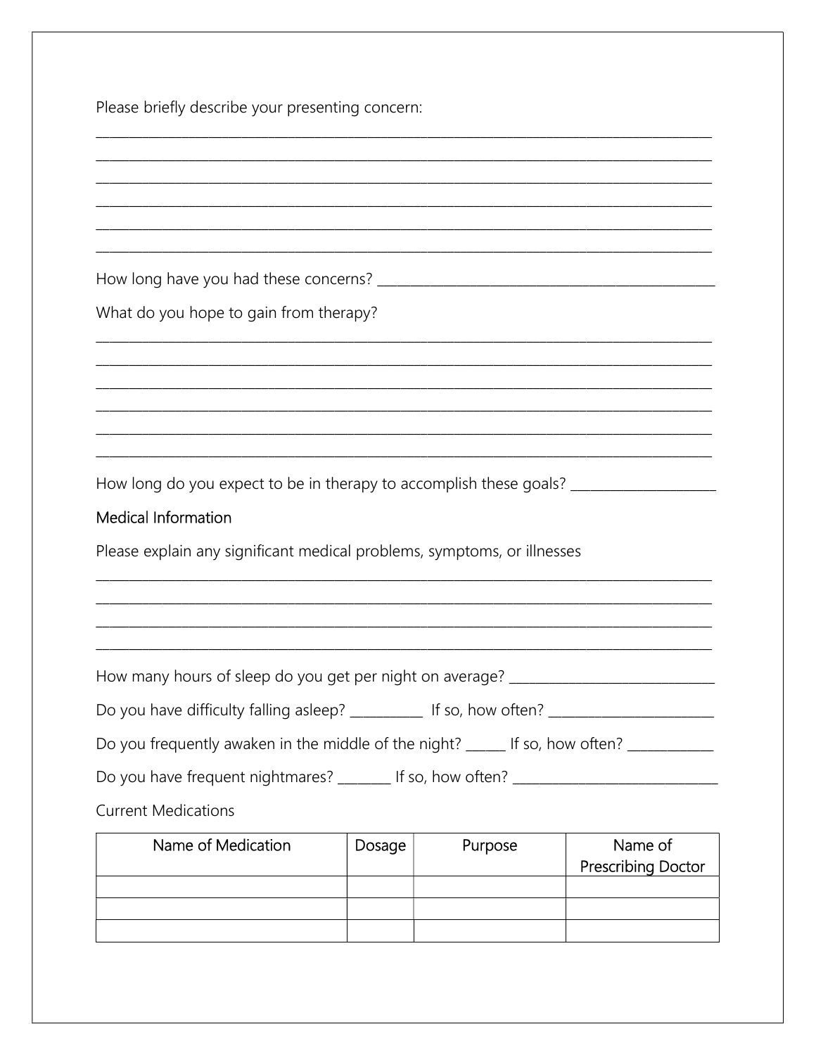Please briefly describe your presenting concern:

_______________________________________________________________________________________

_______________________________________________________________________________________

_______________________________________________________________________________________

_______________________________________________________________________________________

_______________________________________________________________________________________

_______________________________________________________________________________________

How long have you had these concerns? _______________________________________________

What do you hope to gain from therapy?

_______________________________________________________________________________________

_______________________________________________________________________________________

_______________________________________________________________________________________

_______________________________________________________________________________________

_______________________________________________________________________________________

_______________________________________________________________________________________

How long do you expect to be in therapy to accomplish these goals? ____________________

## Medical Information

Please explain any significant medical problems, symptoms, or illnesses

_______________________________________________________________________________________

_______________________________________________________________________________________

_______________________________________________________________________________________

_______________________________________________________________________________________

How many hours of sleep do you get per night on average? ____________________________

Do you have difficulty falling asleep? __________ If so, how often? _______________________

Do you frequently awaken in the middle of the night? _____ If so, how often? ____________

Do you have frequent nightmares? _______ If so, how often? ____________________________

Current Medications

| Name of Medication | Dosage | Purpose | Name of Prescribing Doctor |
|---|---|---|---|
| | | | |
| | | | |
| | | | |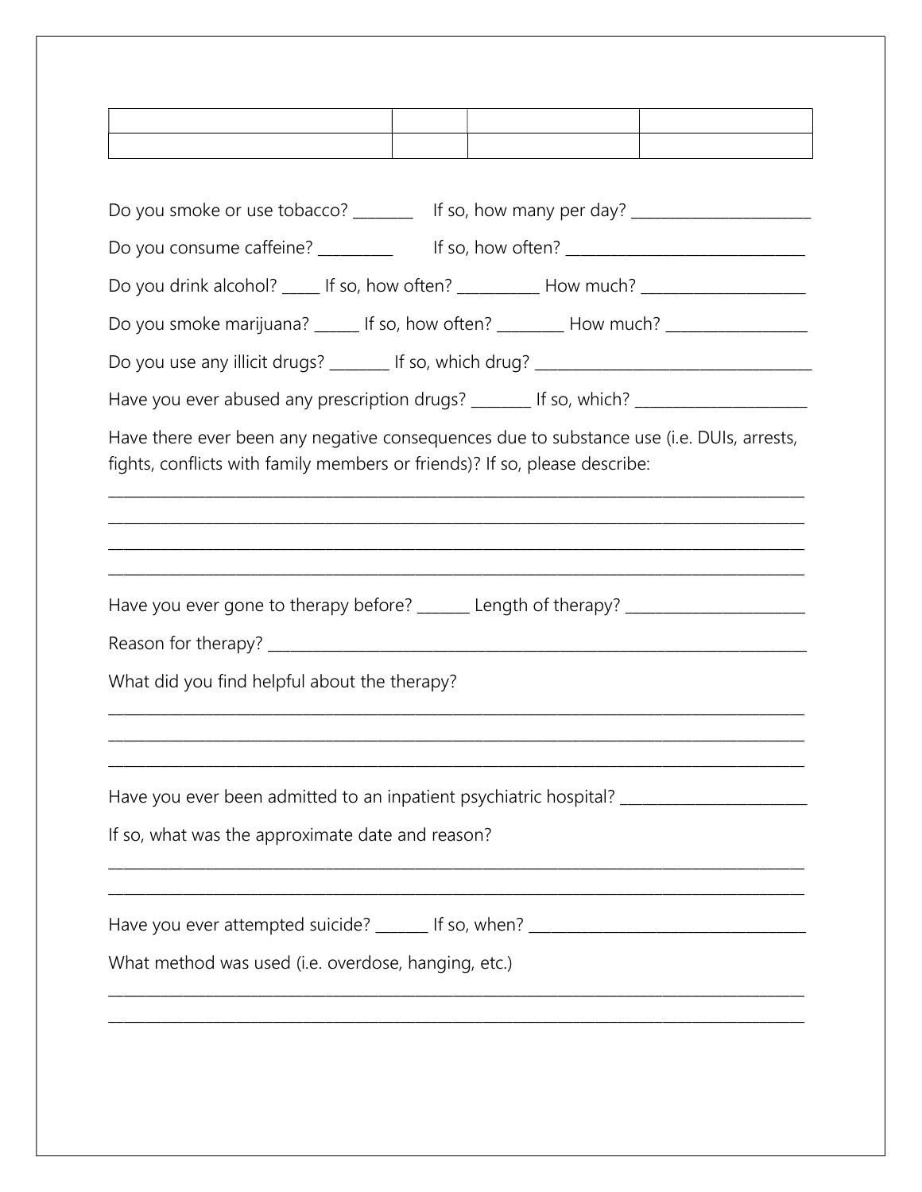| | | | |
|---|---|---|---|
| | | | |

Do you smoke or use tobacco? _______ If so, how many per day? ______________________

Do you consume caffeine? _________ If so, how often? _____________________________

Do you drink alcohol? _____ If so, how often? __________ How much? ____________________

Do you smoke marijuana? ______ If so, how often? ________ How much? _________________

Do you use any illicit drugs? _______ If so, which drug? __________________________________

Have you ever abused any prescription drugs? _______ If so, which? _____________________

Have there ever been any negative consequences due to substance use (i.e. DUIs, arrests, fights, conflicts with family members or friends)? If so, please describe:

_____________________________________________________________________________________

_____________________________________________________________________________________

_____________________________________________________________________________________

_____________________________________________________________________________________

Have you ever gone to therapy before? ______ Length of therapy? ______________________

Reason for therapy? ____________________________________________________________________

What did you find helpful about the therapy?

_____________________________________________________________________________________

_____________________________________________________________________________________

_____________________________________________________________________________________

Have you ever been admitted to an inpatient psychiatric hospital? _______________________

If so, what was the approximate date and reason?

_____________________________________________________________________________________

_____________________________________________________________________________________

Have you ever attempted suicide? ______ If so, when? __________________________________

What method was used (i.e. overdose, hanging, etc.)

_____________________________________________________________________________________

_____________________________________________________________________________________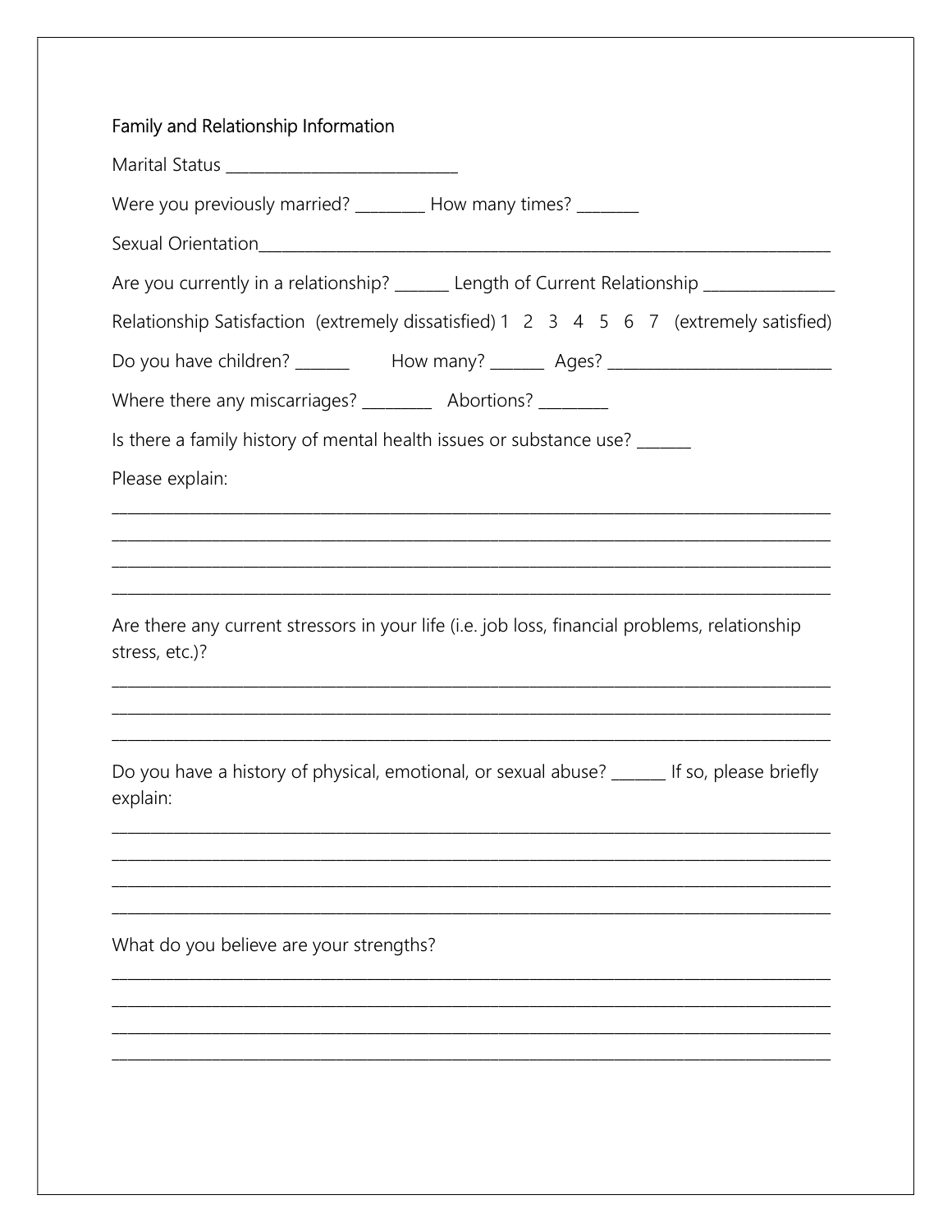## Family and Relationship Information

Marital Status ___________________________

Were you previously married? ________ How many times? _______

Sexual Orientation___________________________________________________________________

Are you currently in a relationship? ______ Length of Current Relationship _______________

Relationship Satisfaction (extremely dissatisfied) 1 2 3 4 5 6 7 (extremely satisfied)

Do you have children? ______ How many? ______ Ages? __________________________

Where there any miscarriages? ________ Abortions? ________

Is there a family history of mental health issues or substance use? ______

Please explain:

_____________________________________________________________________________________

_____________________________________________________________________________________

_____________________________________________________________________________________

_____________________________________________________________________________________

Are there any current stressors in your life (i.e. job loss, financial problems, relationship stress, etc.)?

_____________________________________________________________________________________

_____________________________________________________________________________________

_____________________________________________________________________________________

Do you have a history of physical, emotional, or sexual abuse? ______ If so, please briefly explain:

_____________________________________________________________________________________

_____________________________________________________________________________________

_____________________________________________________________________________________

_____________________________________________________________________________________

What do you believe are your strengths?

_____________________________________________________________________________________

_____________________________________________________________________________________

_____________________________________________________________________________________

_____________________________________________________________________________________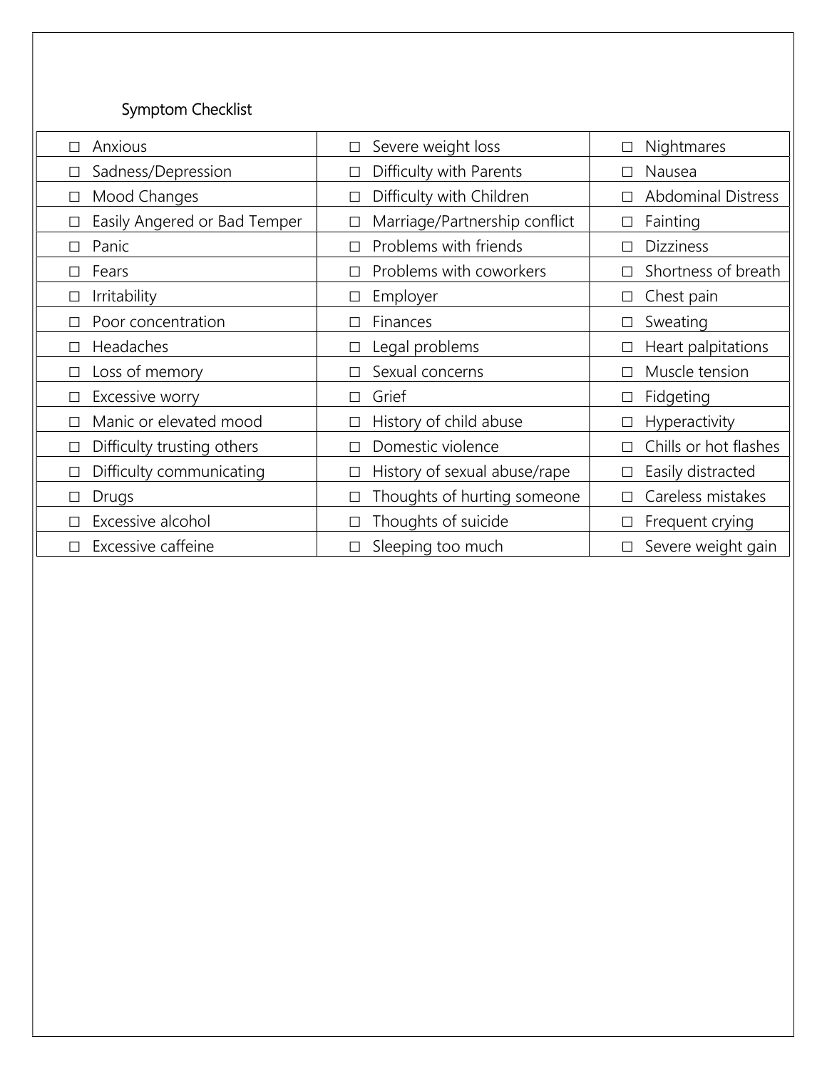Symptom Checklist

| | | |
|---|---|---|
| ☐ Anxious | ☐ Severe weight loss | ☐ Nightmares |
| ☐ Sadness/Depression | ☐ Difficulty with Parents | ☐ Nausea |
| ☐ Mood Changes | ☐ Difficulty with Children | ☐ Abdominal Distress |
| ☐ Easily Angered or Bad Temper | ☐ Marriage/Partnership conflict | ☐ Fainting |
| ☐ Panic | ☐ Problems with friends | ☐ Dizziness |
| ☐ Fears | ☐ Problems with coworkers | ☐ Shortness of breath |
| ☐ Irritability | ☐ Employer | ☐ Chest pain |
| ☐ Poor concentration | ☐ Finances | ☐ Sweating |
| ☐ Headaches | ☐ Legal problems | ☐ Heart palpitations |
| ☐ Loss of memory | ☐ Sexual concerns | ☐ Muscle tension |
| ☐ Excessive worry | ☐ Grief | ☐ Fidgeting |
| ☐ Manic or elevated mood | ☐ History of child abuse | ☐ Hyperactivity |
| ☐ Difficulty trusting others | ☐ Domestic violence | ☐ Chills or hot flashes |
| ☐ Difficulty communicating | ☐ History of sexual abuse/rape | ☐ Easily distracted |
| ☐ Drugs | ☐ Thoughts of hurting someone | ☐ Careless mistakes |
| ☐ Excessive alcohol | ☐ Thoughts of suicide | ☐ Frequent crying |
| ☐ Excessive caffeine | ☐ Sleeping too much | ☐ Severe weight gain |